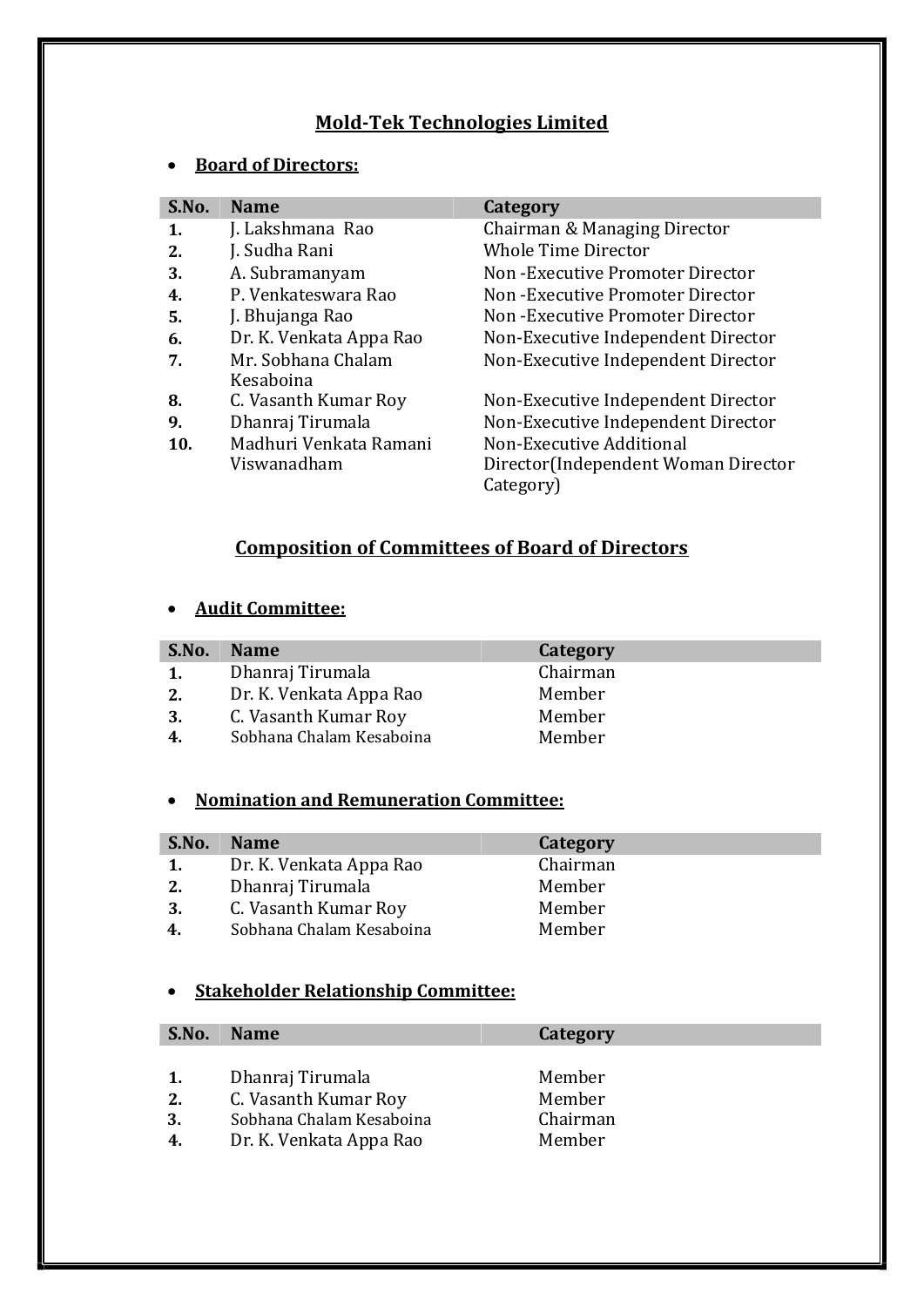## Mold-Tek Technologies Limited

- **Board of Directors:**

| S.No. | Name | Category |
|---|---|---|
| 1. | J. Lakshmana Rao | Chairman & Managing Director |
| 2. | J. Sudha Rani | Whole Time Director |
| 3. | A. Subramanyam | Non -Executive Promoter Director |
| 4. | P. Venkateswara Rao | Non -Executive Promoter Director |
| 5. | J. Bhujanga Rao | Non -Executive Promoter Director |
| 6. | Dr. K. Venkata Appa Rao | Non-Executive Independent Director |
| 7. | Mr. Sobhana Chalam Kesaboina | Non-Executive Independent Director |
| 8. | C. Vasanth Kumar Roy | Non-Executive Independent Director |
| 9. | Dhanraj Tirumala | Non-Executive Independent Director |
| 10. | Madhuri Venkata Ramani Viswanadham | Non-Executive Additional Director(Independent Woman Director Category) |

## Composition of Committees of Board of Directors

- **Audit Committee:**

| S.No. | Name | Category |
|---|---|---|
| 1. | Dhanraj Tirumala | Chairman |
| 2. | Dr. K. Venkata Appa Rao | Member |
| 3. | C. Vasanth Kumar Roy | Member |
| 4. | Sobhana Chalam Kesaboina | Member |

- **Nomination and Remuneration Committee:**

| S.No. | Name | Category |
|---|---|---|
| 1. | Dr. K. Venkata Appa Rao | Chairman |
| 2. | Dhanraj Tirumala | Member |
| 3. | C. Vasanth Kumar Roy | Member |
| 4. | Sobhana Chalam Kesaboina | Member |

- **Stakeholder Relationship Committee:**

| S.No. | Name | Category |
|---|---|---|
| 1. | Dhanraj Tirumala | Member |
| 2. | C. Vasanth Kumar Roy | Member |
| 3. | Sobhana Chalam Kesaboina | Chairman |
| 4. | Dr. K. Venkata Appa Rao | Member |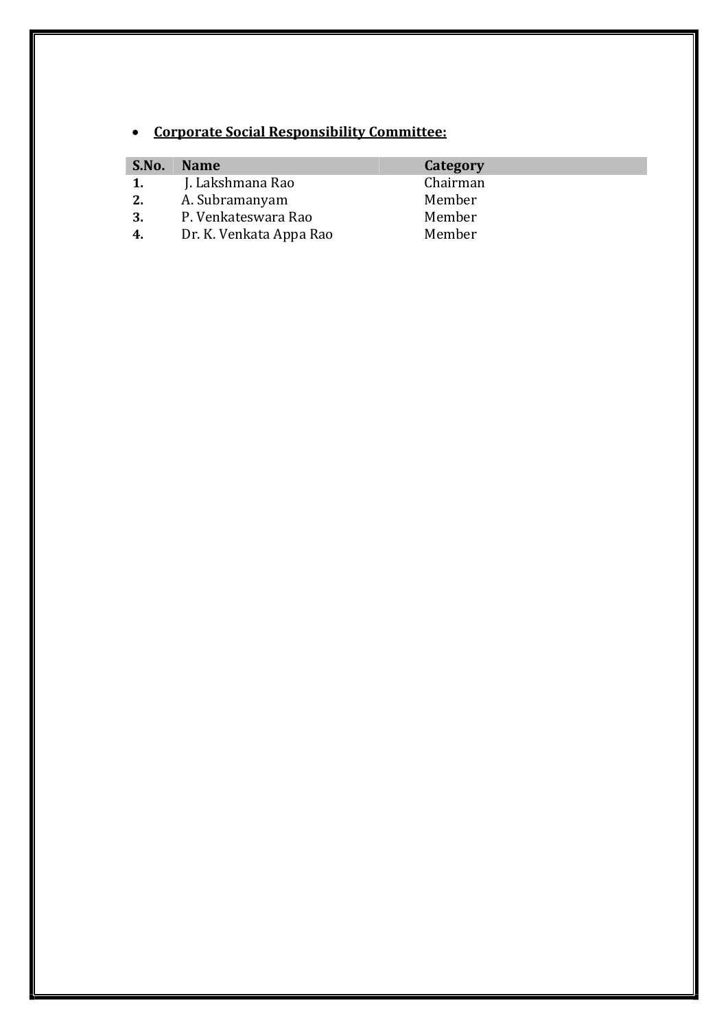- **<u>Corporate Social Responsibility Committee:</u>**

| S.No. | Name | Category |
|---|---|---|
| **1.** | J. Lakshmana Rao | Chairman |
| **2.** | A. Subramanyam | Member |
| **3.** | P. Venkateswara Rao | Member |
| **4.** | Dr. K. Venkata Appa Rao | Member |